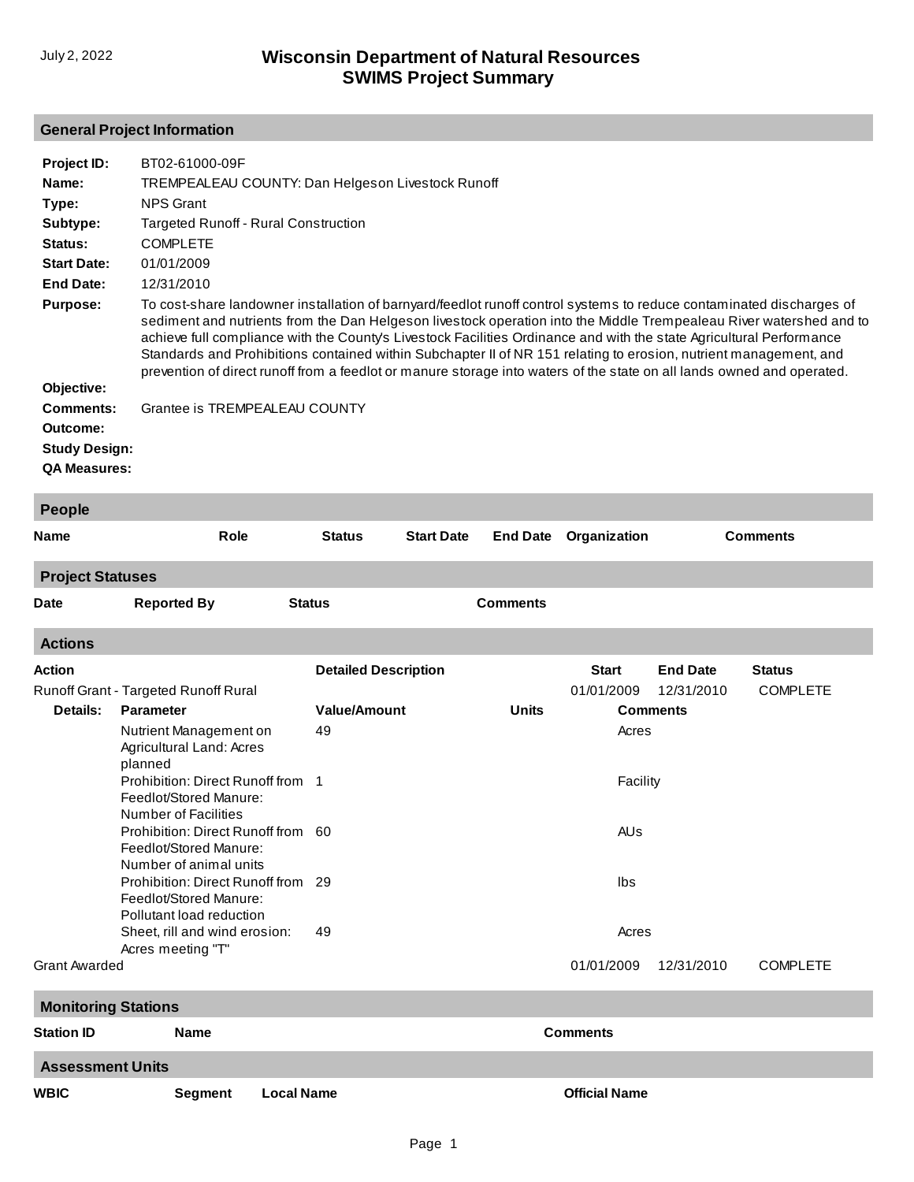July 2, 2022

# Wisconsin Department of Natural Resources
# SWIMS Project Summary

## General Project Information

**Project ID:** BT02-61000-09F

**Name:** TREMPEALEAU COUNTY: Dan Helgeson Livestock Runoff

**Type:** NPS Grant

**Subtype:** Targeted Runoff - Rural Construction

**Status:** COMPLETE

**Start Date:** 01/01/2009

**End Date:** 12/31/2010

**Purpose:** To cost-share landowner installation of barnyard/feedlot runoff control systems to reduce contaminated discharges of sediment and nutrients from the Dan Helgeson livestock operation into the Middle Trempealeau River watershed and to achieve full compliance with the County's Livestock Facilities Ordinance and with the state Agricultural Performance Standards and Prohibitions contained within Subchapter II of NR 151 relating to erosion, nutrient management, and prevention of direct runoff from a feedlot or manure storage into waters of the state on all lands owned and operated.

**Objective:**

**Comments:** Grantee is TREMPEALEAU COUNTY

**Outcome:**

**Study Design:**

**QA Measures:**

## People

| Name | Role | Status | Start Date | End Date | Organization | Comments |
|---|---|---|---|---|---|---|

## Project Statuses

| Date | Reported By | Status | Comments |
|---|---|---|---|

## Actions

| Action | Detailed Description | Start | End Date | Status |
|---|---|---|---|---|
| Runoff Grant - Targeted Runoff Rural | | 01/01/2009 | 12/31/2010 | COMPLETE |

| Details: | Parameter | Value/Amount | Units | Comments |
|---|---|---|---|---|
| | Nutrient Management on Agricultural Land: Acres planned | 49 | Acres | |
| | Prohibition: Direct Runoff from Feedlot/Stored Manure: Number of Facilities | 1 | Facility | |
| | Prohibition: Direct Runoff from Feedlot/Stored Manure: Number of animal units | 60 | AUs | |
| | Prohibition: Direct Runoff from Feedlot/Stored Manure: Pollutant load reduction | 29 | lbs | |
| | Sheet, rill and wind erosion: Acres meeting "T" | 49 | Acres | |

| Action | Detailed Description | Start | End Date | Status |
|---|---|---|---|---|
| Grant Awarded | | 01/01/2009 | 12/31/2010 | COMPLETE |

## Monitoring Stations

| Station ID | Name | Comments |
|---|---|---|

## Assessment Units

| WBIC | Segment | Local Name | Official Name |
|---|---|---|---|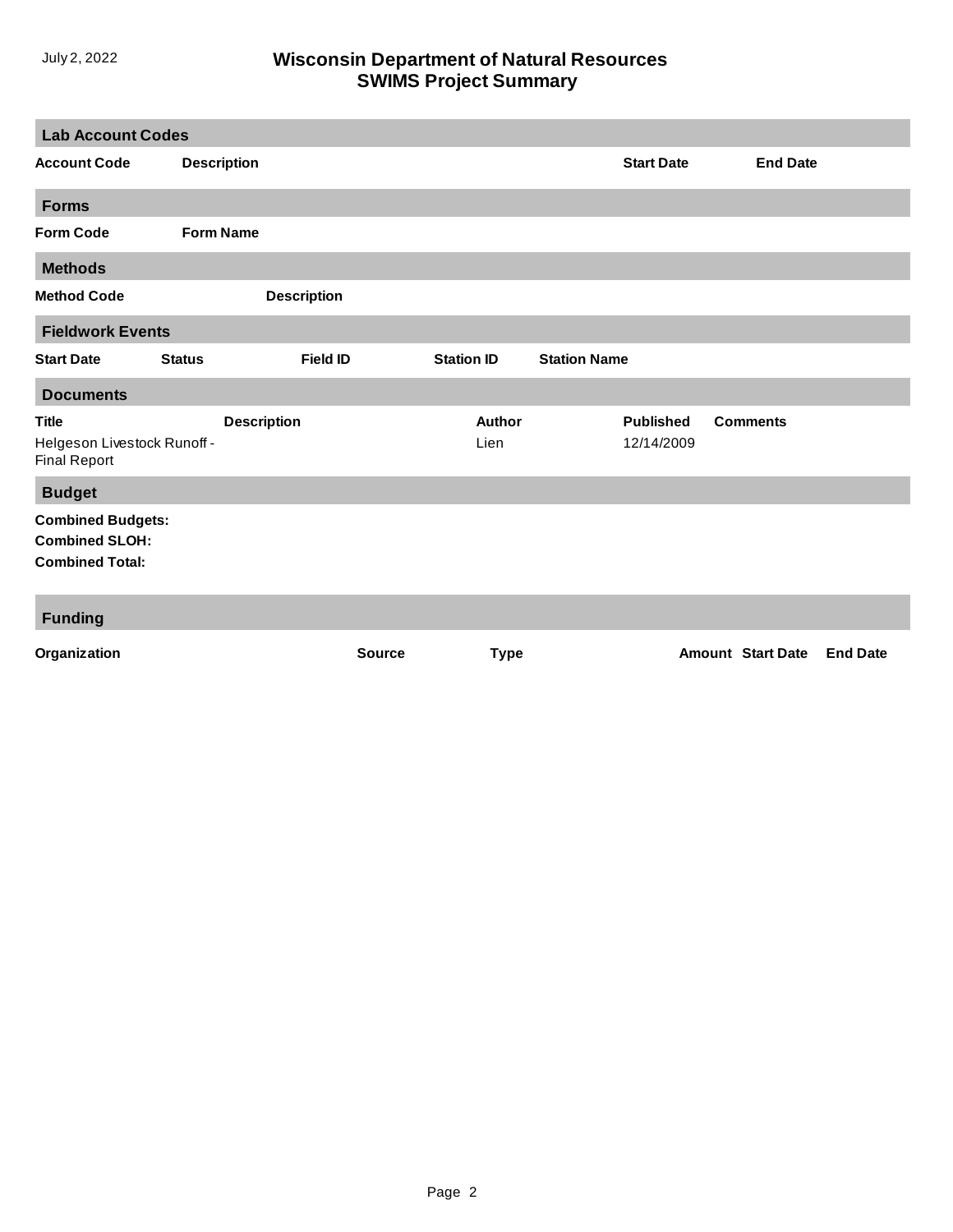## Lab Account Codes

| Account Code | Description | Start Date | End Date |
|---|---|---|---|

## Forms

| Form Code | Form Name |
|---|---|

## Methods

| Method Code | Description |
|---|---|

## Fieldwork Events

| Start Date | Status | Field ID | Station ID | Station Name |
|---|---|---|---|---|

## Documents

| Title | Description | Author | Published | Comments |
|---|---|---|---|---|
| Helgeson Livestock Runoff - Final Report | | Lien | 12/14/2009 | |

## Budget

**Combined Budgets:**

**Combined SLOH:**

**Combined Total:**

## Funding

| Organization | Source | Type | Amount | Start Date | End Date |
|---|---|---|---|---|---|